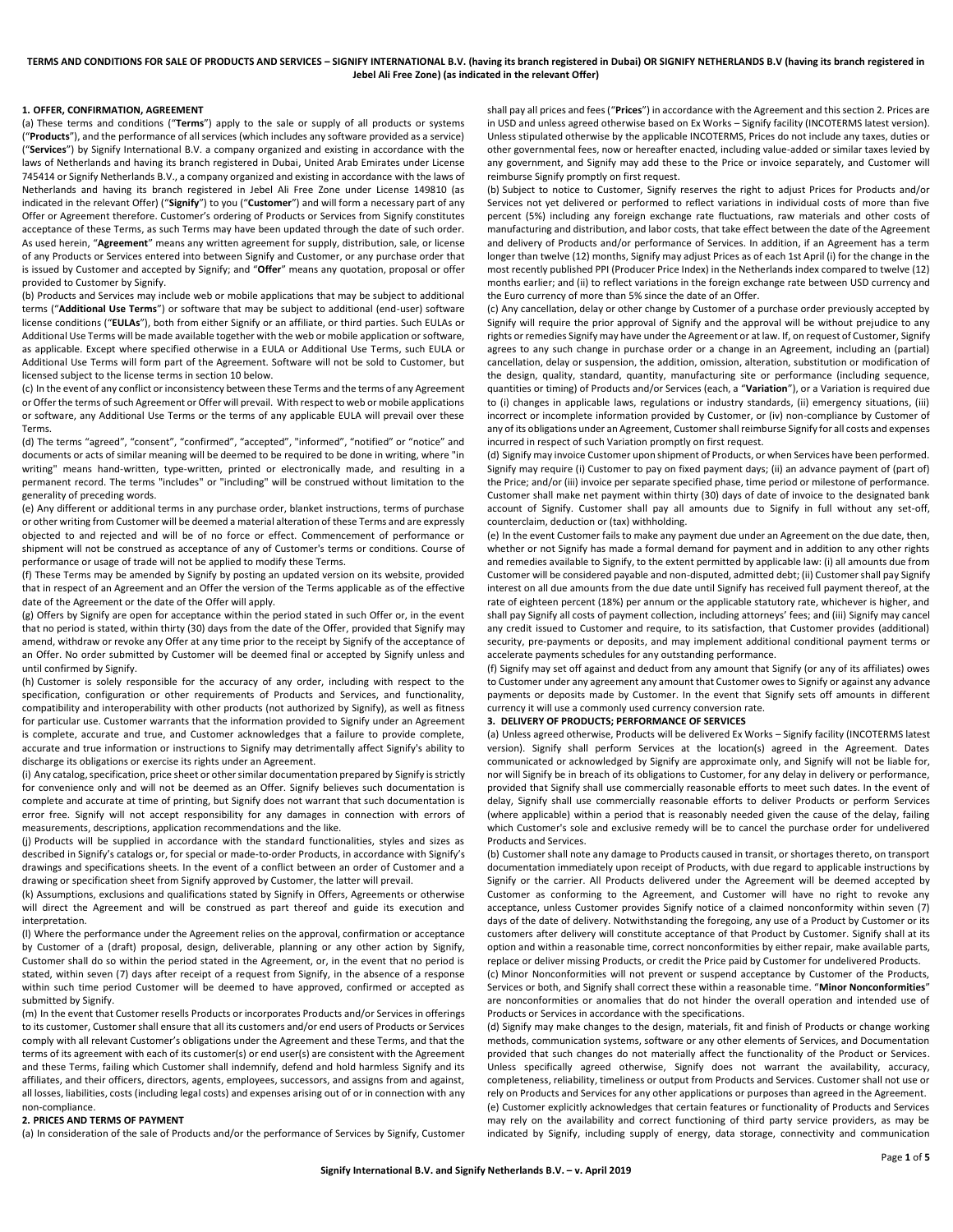**TERMS AND CONDITIONS FOR SALE OF PRODUCTS AND SERVICES – SIGNIFY INTERNATIONAL B.V. (having its branch registered in Dubai) OR SIGNIFY NETHERLANDS B.V (having its branch registered in Jebel Ali Free Zone) (as indicated in the relevant Offer)**

## 1. OFFER, CONFIRMATION, AGREEMENT

(a) These terms and conditions ("**Terms**") apply to the sale or supply of all products or systems ("**Products**"), and the performance of all services (which includes any software provided as a service) ("**Services**") by Signify International B.V. a company organized and existing in accordance with the laws of Netherlands and having its branch registered in Dubai, United Arab Emirates under License 745414 or Signify Netherlands B.V., a company organized and existing in accordance with the laws of Netherlands and having its branch registered in Jebel Ali Free Zone under License 149810 (as indicated in the relevant Offer) ("**Signify**") to you ("**Customer**") and will form a necessary part of any Offer or Agreement therefore. Customer's ordering of Products or Services from Signify constitutes acceptance of these Terms, as such Terms may have been updated through the date of such order. As used herein, "**Agreement**" means any written agreement for supply, distribution, sale, or license of any Products or Services entered into between Signify and Customer, or any purchase order that is issued by Customer and accepted by Signify; and "**Offer**" means any quotation, proposal or offer provided to Customer by Signify.

(b) Products and Services may include web or mobile applications that may be subject to additional terms ("**Additional Use Terms**") or software that may be subject to additional (end-user) software license conditions ("**EULAs**"), both from either Signify or an affiliate, or third parties. Such EULAs or Additional Use Terms will be made available together with the web or mobile application or software, as applicable. Except where specified otherwise in a EULA or Additional Use Terms, such EULA or Additional Use Terms will form part of the Agreement. Software will not be sold to Customer, but licensed subject to the license terms in section 10 below.

(c) In the event of any conflict or inconsistency between these Terms and the terms of any Agreement or Offer the terms of such Agreement or Offer will prevail. With respect to web or mobile applications or software, any Additional Use Terms or the terms of any applicable EULA will prevail over these Terms.

(d) The terms "agreed", "consent", "confirmed", "accepted", "informed", "notified" or "notice" and documents or acts of similar meaning will be deemed to be required to be done in writing, where "in writing" means hand-written, type-written, printed or electronically made, and resulting in a permanent record. The terms "includes" or "including" will be construed without limitation to the generality of preceding words.

(e) Any different or additional terms in any purchase order, blanket instructions, terms of purchase or other writing from Customer will be deemed a material alteration of these Terms and are expressly objected to and rejected and will be of no force or effect. Commencement of performance or shipment will not be construed as acceptance of any of Customer's terms or conditions. Course of performance or usage of trade will not be applied to modify these Terms.

(f) These Terms may be amended by Signify by posting an updated version on its website, provided that in respect of an Agreement and an Offer the version of the Terms applicable as of the effective date of the Agreement or the date of the Offer will apply.

(g) Offers by Signify are open for acceptance within the period stated in such Offer or, in the event that no period is stated, within thirty (30) days from the date of the Offer, provided that Signify may amend, withdraw or revoke any Offer at any time prior to the receipt by Signify of the acceptance of an Offer. No order submitted by Customer will be deemed final or accepted by Signify unless and until confirmed by Signify.

(h) Customer is solely responsible for the accuracy of any order, including with respect to the specification, configuration or other requirements of Products and Services, and functionality, compatibility and interoperability with other products (not authorized by Signify), as well as fitness for particular use. Customer warrants that the information provided to Signify under an Agreement is complete, accurate and true, and Customer acknowledges that a failure to provide complete, accurate and true information or instructions to Signify may detrimentally affect Signify's ability to discharge its obligations or exercise its rights under an Agreement.

(i) Any catalog, specification, price sheet or other similar documentation prepared by Signify is strictly for convenience only and will not be deemed as an Offer. Signify believes such documentation is complete and accurate at time of printing, but Signify does not warrant that such documentation is error free. Signify will not accept responsibility for any damages in connection with errors of measurements, descriptions, application recommendations and the like.

(j) Products will be supplied in accordance with the standard functionalities, styles and sizes as described in Signify's catalogs or, for special or made-to-order Products, in accordance with Signify's drawings and specifications sheets. In the event of a conflict between an order of Customer and a drawing or specification sheet from Signify approved by Customer, the latter will prevail.

(k) Assumptions, exclusions and qualifications stated by Signify in Offers, Agreements or otherwise will direct the Agreement and will be construed as part thereof and guide its execution and interpretation.

(l) Where the performance under the Agreement relies on the approval, confirmation or acceptance by Customer of a (draft) proposal, design, deliverable, planning or any other action by Signify, Customer shall do so within the period stated in the Agreement, or, in the event that no period is stated, within seven (7) days after receipt of a request from Signify, in the absence of a response within such time period Customer will be deemed to have approved, confirmed or accepted as submitted by Signify.

(m) In the event that Customer resells Products or incorporates Products and/or Services in offerings to its customers, Customer shall ensure that all its customers and/or end users of Products or Services comply with all relevant Customer's obligations under the Agreement and these Terms, and that the terms of its agreement with each of its customer(s) or end user(s) are consistent with the Agreement and these Terms, failing which Customer shall indemnify, defend and hold harmless Signify and its affiliates, and their officers, directors, agents, employees, successors, and assigns from and against, all losses, liabilities, costs (including legal costs) and expenses arising out of or in connection with any non-compliance.

## 2. PRICES AND TERMS OF PAYMENT

(a) In consideration of the sale of Products and/or the performance of Services by Signify, Customer shall pay all prices and fees ("**Prices**") in accordance with the Agreement and this section 2. Prices are in USD and unless agreed otherwise based on Ex Works – Signify facility (INCOTERMS latest version). Unless stipulated otherwise by the applicable INCOTERMS, Prices do not include any taxes, duties or other governmental fees, now or hereafter enacted, including value-added or similar taxes levied by any government, and Signify may add these to the Price or invoice separately, and Customer will reimburse Signify promptly on first request.

(b) Subject to notice to Customer, Signify reserves the right to adjust Prices for Products and/or Services not yet delivered or performed to reflect variations in individual costs of more than five percent (5%) including any foreign exchange rate fluctuations, raw materials and other costs of manufacturing and distribution, and labor costs, that take effect between the date of the Agreement and delivery of Products and/or performance of Services. In addition, if an Agreement has a term longer than twelve (12) months, Signify may adjust Prices as of each 1st April (i) for the change in the most recently published PPI (Producer Price Index) in the Netherlands index compared to twelve (12) months earlier; and (ii) to reflect variations in the foreign exchange rate between USD currency and the Euro currency of more than 5% since the date of an Offer.

(c) Any cancellation, delay or other change by Customer of a purchase order previously accepted by Signify will require the prior approval of Signify and the approval will be without prejudice to any rights or remedies Signify may have under the Agreement or at law. If, on request of Customer, Signify agrees to any such change in purchase order or a change in an Agreement, including an (partial) cancellation, delay or suspension, the addition, omission, alteration, substitution or modification of the design, quality, standard, quantity, manufacturing site or performance (including sequence, quantities or timing) of Products and/or Services (each, a "**Variation**"), or a Variation is required due to (i) changes in applicable laws, regulations or industry standards, (ii) emergency situations, (iii) incorrect or incomplete information provided by Customer, or (iv) non-compliance by Customer of any of its obligations under an Agreement, Customer shall reimburse Signify for all costs and expenses incurred in respect of such Variation promptly on first request.

(d) Signify may invoice Customer upon shipment of Products, or when Services have been performed. Signify may require (i) Customer to pay on fixed payment days; (ii) an advance payment of (part of) the Price; and/or (iii) invoice per separate specified phase, time period or milestone of performance. Customer shall make net payment within thirty (30) days of date of invoice to the designated bank account of Signify. Customer shall pay all amounts due to Signify in full without any set-off, counterclaim, deduction or (tax) withholding.

(e) In the event Customer fails to make any payment due under an Agreement on the due date, then, whether or not Signify has made a formal demand for payment and in addition to any other rights and remedies available to Signify, to the extent permitted by applicable law: (i) all amounts due from Customer will be considered payable and non-disputed, admitted debt; (ii) Customer shall pay Signify interest on all due amounts from the due date until Signify has received full payment thereof, at the rate of eighteen percent (18%) per annum or the applicable statutory rate, whichever is higher, and shall pay Signify all costs of payment collection, including attorneys' fees; and (iii) Signify may cancel any credit issued to Customer and require, to its satisfaction, that Customer provides (additional) security, pre-payments or deposits, and may implement additional conditional payment terms or accelerate payments schedules for any outstanding performance.

(f) Signify may set off against and deduct from any amount that Signify (or any of its affiliates) owes to Customer under any agreement any amount that Customer owes to Signify or against any advance payments or deposits made by Customer. In the event that Signify sets off amounts in different currency it will use a commonly used currency conversion rate.

## 3. DELIVERY OF PRODUCTS; PERFORMANCE OF SERVICES

(a) Unless agreed otherwise, Products will be delivered Ex Works – Signify facility (INCOTERMS latest version). Signify shall perform Services at the location(s) agreed in the Agreement. Dates communicated or acknowledged by Signify are approximate only, and Signify will not be liable for, nor will Signify be in breach of its obligations to Customer, for any delay in delivery or performance, provided that Signify shall use commercially reasonable efforts to meet such dates. In the event of delay, Signify shall use commercially reasonable efforts to deliver Products or perform Services (where applicable) within a period that is reasonably needed given the cause of the delay, failing which Customer's sole and exclusive remedy will be to cancel the purchase order for undelivered Products and Services.

(b) Customer shall note any damage to Products caused in transit, or shortages thereto, on transport documentation immediately upon receipt of Products, with due regard to applicable instructions by Signify or the carrier. All Products delivered under the Agreement will be deemed accepted by Customer as conforming to the Agreement, and Customer will have no right to revoke any acceptance, unless Customer provides Signify notice of a claimed nonconformity within seven (7) days of the date of delivery. Notwithstanding the foregoing, any use of a Product by Customer or its customers after delivery will constitute acceptance of that Product by Customer. Signify shall at its option and within a reasonable time, correct nonconformities by either repair, make available parts, replace or deliver missing Products, or credit the Price paid by Customer for undelivered Products.

(c) Minor Nonconformities will not prevent or suspend acceptance by Customer of the Products, Services or both, and Signify shall correct these within a reasonable time. "**Minor Nonconformities**" are nonconformities or anomalies that do not hinder the overall operation and intended use of Products or Services in accordance with the specifications.

(d) Signify may make changes to the design, materials, fit and finish of Products or change working methods, communication systems, software or any other elements of Services, and Documentation provided that such changes do not materially affect the functionality of the Product or Services. Unless specifically agreed otherwise, Signify does not warrant the availability, accuracy, completeness, reliability, timeliness or output from Products and Services. Customer shall not use or rely on Products and Services for any other applications or purposes than agreed in the Agreement.

(e) Customer explicitly acknowledges that certain features or functionality of Products and Services may rely on the availability and correct functioning of third party service providers, as may be indicated by Signify, including supply of energy, data storage, connectivity and communication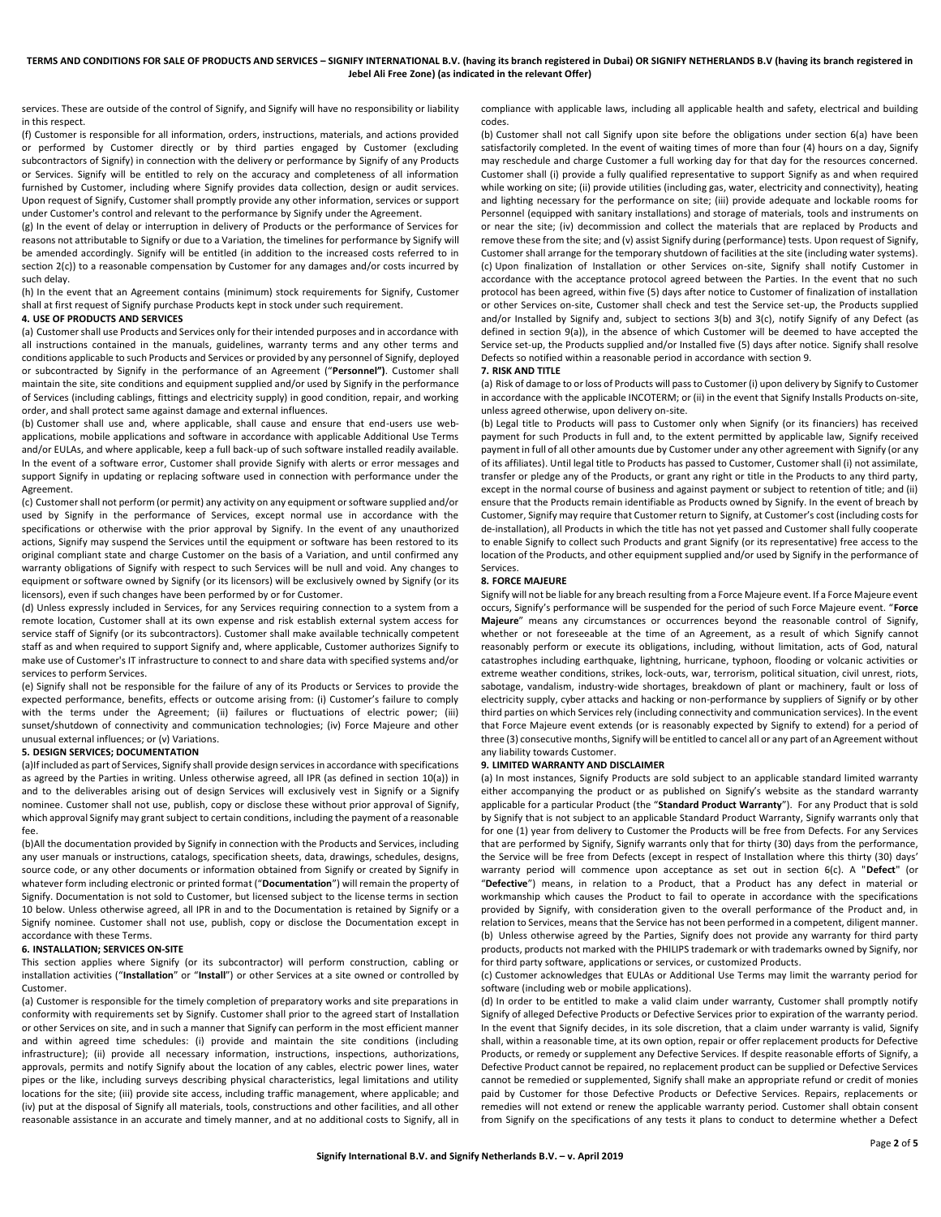services. These are outside of the control of Signify, and Signify will have no responsibility or liability in this respect.

(f) Customer is responsible for all information, orders, instructions, materials, and actions provided or performed by Customer directly or by third parties engaged by Customer (excluding subcontractors of Signify) in connection with the delivery or performance by Signify of any Products or Services. Signify will be entitled to rely on the accuracy and completeness of all information furnished by Customer, including where Signify provides data collection, design or audit services. Upon request of Signify, Customer shall promptly provide any other information, services or support under Customer's control and relevant to the performance by Signify under the Agreement.

(g) In the event of delay or interruption in delivery of Products or the performance of Services for reasons not attributable to Signify or due to a Variation, the timelines for performance by Signify will be amended accordingly. Signify will be entitled (in addition to the increased costs referred to in section 2(c)) to a reasonable compensation by Customer for any damages and/or costs incurred by such delay.

(h) In the event that an Agreement contains (minimum) stock requirements for Signify, Customer shall at first request of Signify purchase Products kept in stock under such requirement.

**4. USE OF PRODUCTS AND SERVICES**

(a) Customer shall use Products and Services only for their intended purposes and in accordance with all instructions contained in the manuals, guidelines, warranty terms and any other terms and conditions applicable to such Products and Services or provided by any personnel of Signify, deployed or subcontracted by Signify in the performance of an Agreement ("**Personnel")**. Customer shall maintain the site, site conditions and equipment supplied and/or used by Signify in the performance of Services (including cablings, fittings and electricity supply) in good condition, repair, and working order, and shall protect same against damage and external influences.

(b) Customer shall use and, where applicable, shall cause and ensure that end-users use web-applications, mobile applications and software in accordance with applicable Additional Use Terms and/or EULAs, and where applicable, keep a full back-up of such software installed readily available. In the event of a software error, Customer shall provide Signify with alerts or error messages and support Signify in updating or replacing software used in connection with performance under the Agreement.

(c) Customer shall not perform (or permit) any activity on any equipment or software supplied and/or used by Signify in the performance of Services, except normal use in accordance with the specifications or otherwise with the prior approval by Signify. In the event of any unauthorized actions, Signify may suspend the Services until the equipment or software has been restored to its original compliant state and charge Customer on the basis of a Variation, and until confirmed any warranty obligations of Signify with respect to such Services will be null and void. Any changes to equipment or software owned by Signify (or its licensors) will be exclusively owned by Signify (or its licensors), even if such changes have been performed by or for Customer.

(d) Unless expressly included in Services, for any Services requiring connection to a system from a remote location, Customer shall at its own expense and risk establish external system access for service staff of Signify (or its subcontractors). Customer shall make available technically competent staff as and when required to support Signify and, where applicable, Customer authorizes Signify to make use of Customer's IT infrastructure to connect to and share data with specified systems and/or services to perform Services.

(e) Signify shall not be responsible for the failure of any of its Products or Services to provide the expected performance, benefits, effects or outcome arising from: (i) Customer's failure to comply with the terms under the Agreement; (ii) failures or fluctuations of electric power; (iii) sunset/shutdown of connectivity and communication technologies; (iv) Force Majeure and other unusual external influences; or (v) Variations.

**5. DESIGN SERVICES; DOCUMENTATION**

(a)If included as part of Services, Signify shall provide design services in accordance with specifications as agreed by the Parties in writing. Unless otherwise agreed, all IPR (as defined in section 10(a)) in and to the deliverables arising out of design Services will exclusively vest in Signify or a Signify nominee. Customer shall not use, publish, copy or disclose these without prior approval of Signify, which approval Signify may grant subject to certain conditions, including the payment of a reasonable fee.

(b)All the documentation provided by Signify in connection with the Products and Services, including any user manuals or instructions, catalogs, specification sheets, data, drawings, schedules, designs, source code, or any other documents or information obtained from Signify or created by Signify in whatever form including electronic or printed format ("**Documentation**") will remain the property of Signify. Documentation is not sold to Customer, but licensed subject to the license terms in section 10 below. Unless otherwise agreed, all IPR in and to the Documentation is retained by Signify or a Signify nominee. Customer shall not use, publish, copy or disclose the Documentation except in accordance with these Terms.

**6. INSTALLATION; SERVICES ON-SITE**

This section applies where Signify (or its subcontractor) will perform construction, cabling or installation activities ("**Installation**" or "**Install**") or other Services at a site owned or controlled by Customer.

(a) Customer is responsible for the timely completion of preparatory works and site preparations in conformity with requirements set by Signify. Customer shall prior to the agreed start of Installation or other Services on site, and in such a manner that Signify can perform in the most efficient manner and within agreed time schedules: (i) provide and maintain the site conditions (including infrastructure); (ii) provide all necessary information, instructions, inspections, authorizations, approvals, permits and notify Signify about the location of any cables, electric power lines, water pipes or the like, including surveys describing physical characteristics, legal limitations and utility locations for the site; (iii) provide site access, including traffic management, where applicable; and (iv) put at the disposal of Signify all materials, tools, constructions and other facilities, and all other reasonable assistance in an accurate and timely manner, and at no additional costs to Signify, all in compliance with applicable laws, including all applicable health and safety, electrical and building codes.

(b) Customer shall not call Signify upon site before the obligations under section 6(a) have been satisfactorily completed. In the event of waiting times of more than four (4) hours on a day, Signify may reschedule and charge Customer a full working day for that day for the resources concerned. Customer shall (i) provide a fully qualified representative to support Signify as and when required while working on site; (ii) provide utilities (including gas, water, electricity and connectivity), heating and lighting necessary for the performance on site; (iii) provide adequate and lockable rooms for Personnel (equipped with sanitary installations) and storage of materials, tools and instruments on or near the site; (iv) decommission and collect the materials that are replaced by Products and remove these from the site; and (v) assist Signify during (performance) tests. Upon request of Signify, Customer shall arrange for the temporary shutdown of facilities at the site (including water systems).

(c) Upon finalization of Installation or other Services on-site, Signify shall notify Customer in accordance with the acceptance protocol agreed between the Parties. In the event that no such protocol has been agreed, within five (5) days after notice to Customer of finalization of installation or other Services on-site, Customer shall check and test the Service set-up, the Products supplied and/or Installed by Signify and, subject to sections 3(b) and 3(c), notify Signify of any Defect (as defined in section 9(a)), in the absence of which Customer will be deemed to have accepted the Service set-up, the Products supplied and/or Installed five (5) days after notice. Signify shall resolve Defects so notified within a reasonable period in accordance with section 9.

**7. RISK AND TITLE**

(a) Risk of damage to or loss of Products will pass to Customer (i) upon delivery by Signify to Customer in accordance with the applicable INCOTERM; or (ii) in the event that Signify Installs Products on-site, unless agreed otherwise, upon delivery on-site.

(b) Legal title to Products will pass to Customer only when Signify (or its financiers) has received payment for such Products in full and, to the extent permitted by applicable law, Signify received payment in full of all other amounts due by Customer under any other agreement with Signify (or any of its affiliates). Until legal title to Products has passed to Customer, Customer shall (i) not assimilate, transfer or pledge any of the Products, or grant any right or title in the Products to any third party, except in the normal course of business and against payment or subject to retention of title; and (ii) ensure that the Products remain identifiable as Products owned by Signify. In the event of breach by Customer, Signify may require that Customer return to Signify, at Customer's cost (including costs for de-installation), all Products in which the title has not yet passed and Customer shall fully cooperate to enable Signify to collect such Products and grant Signify (or its representative) free access to the location of the Products, and other equipment supplied and/or used by Signify in the performance of Services.

**8. FORCE MAJEURE**

Signify will not be liable for any breach resulting from a Force Majeure event. If a Force Majeure event occurs, Signify's performance will be suspended for the period of such Force Majeure event. "**Force Majeure**" means any circumstances or occurrences beyond the reasonable control of Signify, whether or not foreseeable at the time of an Agreement, as a result of which Signify cannot reasonably perform or execute its obligations, including, without limitation, acts of God, natural catastrophes including earthquake, lightning, hurricane, typhoon, flooding or volcanic activities or extreme weather conditions, strikes, lock-outs, war, terrorism, political situation, civil unrest, riots, sabotage, vandalism, industry-wide shortages, breakdown of plant or machinery, fault or loss of electricity supply, cyber attacks and hacking or non-performance by suppliers of Signify or by other third parties on which Services rely (including connectivity and communication services). In the event that Force Majeure event extends (or is reasonably expected by Signify to extend) for a period of three (3) consecutive months, Signify will be entitled to cancel all or any part of an Agreement without any liability towards Customer.

**9. LIMITED WARRANTY AND DISCLAIMER**

(a) In most instances, Signify Products are sold subject to an applicable standard limited warranty either accompanying the product or as published on Signify's website as the standard warranty applicable for a particular Product (the "**Standard Product Warranty**"). For any Product that is sold by Signify that is not subject to an applicable Standard Product Warranty, Signify warrants only that for one (1) year from delivery to Customer the Products will be free from Defects. For any Services that are performed by Signify, Signify warrants only that for thirty (30) days from the performance, the Service will be free from Defects (except in respect of Installation where this thirty (30) days' warranty period will commence upon acceptance as set out in section 6(c). A "**Defect**" (or "**Defective**") means, in relation to a Product, that a Product has any defect in material or workmanship which causes the Product to fail to operate in accordance with the specifications provided by Signify, with consideration given to the overall performance of the Product and, in relation to Services, means that the Service has not been performed in a competent, diligent manner.

(b) Unless otherwise agreed by the Parties, Signify does not provide any warranty for third party products, products not marked with the PHILIPS trademark or with trademarks owned by Signify, nor for third party software, applications or services, or customized Products.

(c) Customer acknowledges that EULAs or Additional Use Terms may limit the warranty period for software (including web or mobile applications).

(d) In order to be entitled to make a valid claim under warranty, Customer shall promptly notify Signify of alleged Defective Products or Defective Services prior to expiration of the warranty period. In the event that Signify decides, in its sole discretion, that a claim under warranty is valid, Signify shall, within a reasonable time, at its own option, repair or offer replacement products for Defective Products, or remedy or supplement any Defective Services. If despite reasonable efforts of Signify, a Defective Product cannot be repaired, no replacement product can be supplied or Defective Services cannot be remedied or supplemented, Signify shall make an appropriate refund or credit of monies paid by Customer for those Defective Products or Defective Services. Repairs, replacements or remedies will not extend or renew the applicable warranty period. Customer shall obtain consent from Signify on the specifications of any tests it plans to conduct to determine whether a Defect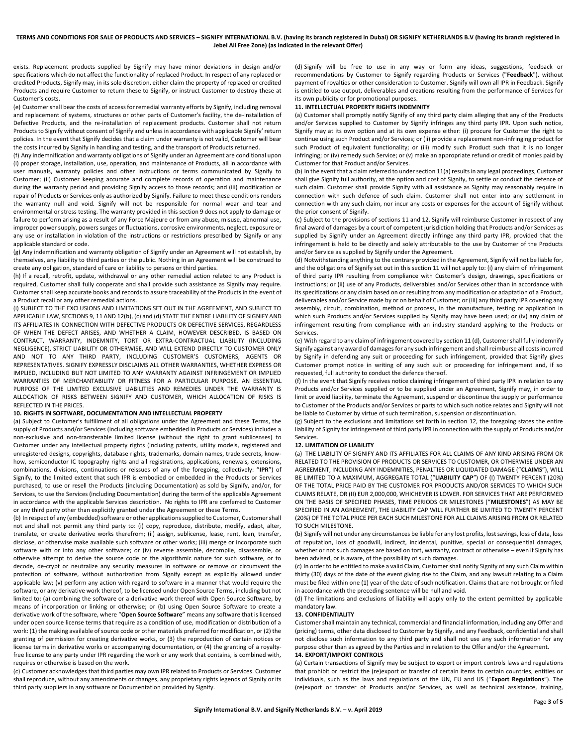exists. Replacement products supplied by Signify may have minor deviations in design and/or specifications which do not affect the functionality of replaced Product. In respect of any replaced or credited Products, Signify may, in its sole discretion, either claim the property of replaced or credited Products and require Customer to return these to Signify, or instruct Customer to destroy these at Customer's costs.

(e) Customer shall bear the costs of access for remedial warranty efforts by Signify, including removal and replacement of systems, structures or other parts of Customer's facility, the de-installation of Defective Products, and the re-installation of replacement products. Customer shall not return Products to Signify without consent of Signify and unless in accordance with applicable Signify' return policies. In the event that Signify decides that a claim under warranty is not valid, Customer will bear the costs incurred by Signify in handling and testing, and the transport of Products returned.

(f) Any indemnification and warranty obligations of Signify under an Agreement are conditional upon (i) proper storage, installation, use, operation, and maintenance of Products, all in accordance with user manuals, warranty policies and other instructions or terms communicated by Signify to Customer; (ii) Customer keeping accurate and complete records of operation and maintenance during the warranty period and providing Signify access to those records; and (iii) modification or repair of Products or Services only as authorized by Signify. Failure to meet these conditions renders the warranty null and void. Signify will not be responsible for normal wear and tear and environmental or stress testing. The warranty provided in this section 9 does not apply to damage or failure to perform arising as a result of any Force Majeure or from any abuse, misuse, abnormal use, improper power supply, powers surges or fluctuations, corrosive environments, neglect, exposure or any use or installation in violation of the instructions or restrictions prescribed by Signify or any applicable standard or code.

(g) Any indemnification and warranty obligation of Signify under an Agreement will not establish, by themselves, any liability to third parties or the public. Nothing in an Agreement will be construed to create any obligation, standard of care or liability to persons or third parties.

(h) If a recall, retrofit, update, withdrawal or any other remedial action related to any Product is required, Customer shall fully cooperate and shall provide such assistance as Signify may require. Customer shall keep accurate books and records to assure traceability of the Products in the event of a Product recall or any other remedial actions.

(i) SUBJECT TO THE EXCLUSIONS AND LIMITATIONS SET OUT IN THE AGREEMENT, AND SUBJECT TO APPLICABLE LAW, SECTIONS 9, 11 AND 12(b), (c) and (d) STATE THE ENTIRE LIABILITY OF SIGNIFY AND ITS AFFILIATES IN CONNECTION WITH DEFECTIVE PRODUCTS OR DEFECTIVE SERVICES, REGARDLESS OF WHEN THE DEFECT ARISES, AND WHETHER A CLAIM, HOWEVER DESCRIBED, IS BASED ON CONTRACT, WARRANTY, INDEMNITY, TORT OR EXTRA-CONTRACTUAL LIABILITY (INCLUDING NEGLIGENCE), STRICT LIABILITY OR OTHERWISE, AND WILL EXTEND DIRECTLY TO CUSTOMER ONLY AND NOT TO ANY THIRD PARTY, INCLUDING CUSTOMER'S CUSTOMERS, AGENTS OR REPRESENTATIVES. SIGNIFY EXPRESSLY DISCLAIMS ALL OTHER WARRANTIES, WHETHER EXPRESS OR IMPLIED, INCLUDING BUT NOT LIMITED TO ANY WARRANTY AGAINST INFRINGEMENT OR IMPLIED WARRANTIES OF MERCHANTABILITY OR FITNESS FOR A PARTICULAR PURPOSE. AN ESSENTIAL PURPOSE OF THE LIMITED EXCLUSIVE LIABILITIES AND REMEDIES UNDER THE WARRANTY IS ALLOCATION OF RISKS BETWEEN SIGNIFY AND CUSTOMER, WHICH ALLOCATION OF RISKS IS REFLECTED IN THE PRICES.

**10. RIGHTS IN SOFTWARE, DOCUMENTATION AND INTELLECTUAL PROPERTY**

(a) Subject to Customer's fulfillment of all obligations under the Agreement and these Terms, the supply of Products and/or Services (including software embedded in Products or Services) includes a non-exclusive and non-transferable limited license (without the right to grant sublicenses) to Customer under any intellectual property rights (including patents, utility models, registered and unregistered designs, copyrights, database rights, trademarks, domain names, trade secrets, know-how, semiconductor IC topography rights and all registrations, applications, renewals, extensions, combinations, divisions, continuations or reissues of any of the foregoing, collectively: "**IPR**") of Signify, to the limited extent that such IPR is embodied or embedded in the Products or Services purchased, to use or resell the Products (including Documentation) as sold by Signify, and/or, for Services, to use the Services (including Documentation) during the term of the applicable Agreement in accordance with the applicable Services description. No rights to IPR are conferred to Customer or any third party other than explicitly granted under the Agreement or these Terms.

(b) In respect of any (embedded) software or other applications supplied to Customer, Customer shall not and shall not permit any third party to: (i) copy, reproduce, distribute, modify, adapt, alter, translate, or create derivative works therefrom; (ii) assign, sublicense, lease, rent, loan, transfer, disclose, or otherwise make available such software or other works; (iii) merge or incorporate such software with or into any other software; or (iv) reverse assemble, decompile, disassemble, or otherwise attempt to derive the source code or the algorithmic nature for such software, or to decode, de-crypt or neutralize any security measures in software or remove or circumvent the protection of software, without authorization from Signify except as explicitly allowed under applicable law; (v) perform any action with regard to software in a manner that would require the software, or any derivative work thereof, to be licensed under Open Source Terms, including but not limited to: (a) combining the software or a derivative work thereof with Open Source Software, by means of incorporation or linking or otherwise; or (b) using Open Source Software to create a derivative work of the software, where "**Open Source Software**" means any software that is licensed under open source license terms that require as a condition of use, modification or distribution of a work: (1) the making available of source code or other materials preferred for modification, or (2) the granting of permission for creating derivative works, or (3) the reproduction of certain notices or license terms in derivative works or accompanying documentation, or (4) the granting of a royalty-free license to any party under IPR regarding the work or any work that contains, is combined with, requires or otherwise is based on the work.

(c) Customer acknowledges that third parties may own IPR related to Products or Services. Customer shall reproduce, without any amendments or changes, any proprietary rights legends of Signify or its third party suppliers in any software or Documentation provided by Signify.

(d) Signify will be free to use in any way or form any ideas, suggestions, feedback or recommendations by Customer to Signify regarding Products or Services ("**Feedback**"), without payment of royalties or other consideration to Customer. Signify will own all IPR in Feedback. Signify is entitled to use output, deliverables and creations resulting from the performance of Services for its own publicity or for promotional purposes.

**11. INTELLECTUAL PROPERTY RIGHTS INDEMNITY**

(a) Customer shall promptly notify Signify of any third party claim alleging that any of the Products and/or Services supplied to Customer by Signify infringes any third party IPR. Upon such notice, Signify may at its own option and at its own expense either: (i) procure for Customer the right to continue using such Product and/or Services; or (ii) provide a replacement non-infringing product for such Product of equivalent functionality; or (iii) modify such Product such that it is no longer infringing; or (iv) remedy such Service; or (v) make an appropriate refund or credit of monies paid by Customer for that Product and/or Services.

(b) In the event that a claim referred to under section 11(a) results in any legal proceedings, Customer shall give Signify full authority, at the option and cost of Signify, to settle or conduct the defence of such claim. Customer shall provide Signify with all assistance as Signify may reasonably require in connection with such defence of such claim. Customer shall not enter into any settlement in connection with any such claim, nor incur any costs or expenses for the account of Signify without the prior consent of Signify.

(c) Subject to the provisions of sections 11 and 12, Signify will reimburse Customer in respect of any final award of damages by a court of competent jurisdiction holding that Products and/or Services as supplied by Signify under an Agreement directly infringe any third party IPR, provided that the infringement is held to be directly and solely attributable to the use by Customer of the Products and/or Service as supplied by Signify under the Agreement.

(d) Notwithstanding anything to the contrary provided in the Agreement, Signify will not be liable for, and the obligations of Signify set out in this section 11 will not apply to: (i) any claim of infringement of third party IPR resulting from compliance with Customer's design, drawings, specifications or instructions; or (ii) use of any Products, deliverables and/or Services other than in accordance with its specifications or any claim based on or resulting from any modification or adaptation of a Product, deliverables and/or Service made by or on behalf of Customer; or (iii) any third party IPR covering any assembly, circuit, combination, method or process, in the manufacture, testing or application in which such Products and/or Services supplied by Signify may have been used; or (iv) any claim of infringement resulting from compliance with an industry standard applying to the Products or Services.

(e) With regard to any claim of infringement covered by section 11 (d), Customer shall fully indemnify Signify against any award of damages for any such infringement and shall reimburse all costs incurred by Signify in defending any suit or proceeding for such infringement, provided that Signify gives Customer prompt notice in writing of any such suit or proceeding for infringement and, if so requested, full authority to conduct the defence thereof.

(f) In the event that Signify receives notice claiming infringement of third party IPR in relation to any Products and/or Services supplied or to be supplied under an Agreement, Signify may, in order to limit or avoid liability, terminate the Agreement, suspend or discontinue the supply or performance to Customer of the Products and/or Services or parts to which such notice relates and Signify will not be liable to Customer by virtue of such termination, suspension or discontinuation.

(g) Subject to the exclusions and limitations set forth in section 12, the foregoing states the entire liability of Signify for infringement of third party IPR in connection with the supply of Products and/or Services.

**12. LIMITATION OF LIABILITY**

(a) THE LIABILITY OF SIGNIFY AND ITS AFFILIATES FOR ALL CLAIMS OF ANY KIND ARISING FROM OR RELATED TO THE PROVISION OF PRODUCTS OR SERVICES TO CUSTOMER, OR OTHERWISE UNDER AN AGREEMENT, INCLUDING ANY INDEMNITIES, PENALTIES OR LIQUIDATED DAMAGE ("**CLAIMS**"), WILL BE LIMITED TO A MAXIMUM, AGGREGATE TOTAL ("**LIABILITY CAP**") OF (I) TWENTY PERCENT (20%) OF THE TOTAL PRICE PAID BY THE CUSTOMER FOR PRODUCTS AND/OR SERVICES TO WHICH SUCH CLAIMS RELATE, OR (II) EUR 2,000,000, WHICHEVER IS LOWER. FOR SERVICES THAT ARE PERFORMED ON THE BASIS OF SPECIFIED PHASES, TIME PERIODS OR MILESTONES ("**MILESTONES**") AS MAY BE SPECIFIED IN AN AGREEMENT, THE LIABILITY CAP WILL FURTHER BE LIMITED TO TWENTY PERCENT (20%) OF THE TOTAL PRICE PER EACH SUCH MILESTONE FOR ALL CLAIMS ARISING FROM OR RELATED TO SUCH MILESTONE.

(b) Signify will not under any circumstances be liable for any lost profits, lost savings, loss of data, loss of reputation, loss of goodwill, indirect, incidental, punitive, special or consequential damages, whether or not such damages are based on tort, warranty, contract or otherwise – even if Signify has been advised, or is aware, of the possibility of such damages.

(c) In order to be entitled to make a valid Claim, Customer shall notify Signify of any such Claim within thirty (30) days of the date of the event giving rise to the Claim, and any lawsuit relating to a Claim must be filed within one (1) year of the date of such notification. Claims that are not brought or filed in accordance with the preceding sentence will be null and void.

(d) The limitations and exclusions of liability will apply only to the extent permitted by applicable mandatory law.

**13. CONFIDENTIALITY**

Customer shall maintain any technical, commercial and financial information, including any Offer and (pricing) terms, other data disclosed to Customer by Signify, and any Feedback, confidential and shall not disclose such information to any third party and shall not use any such information for any purpose other than as agreed by the Parties and in relation to the Offer and/or the Agreement.

**14. EXPORT/IMPORT CONTROLS**

(a) Certain transactions of Signify may be subject to export or import controls laws and regulations that prohibit or restrict the (re)export or transfer of certain items to certain countries, entities or individuals, such as the laws and regulations of the UN, EU and US ("**Export Regulations**"). The (re)export or transfer of Products and/or Services, as well as technical assistance, training,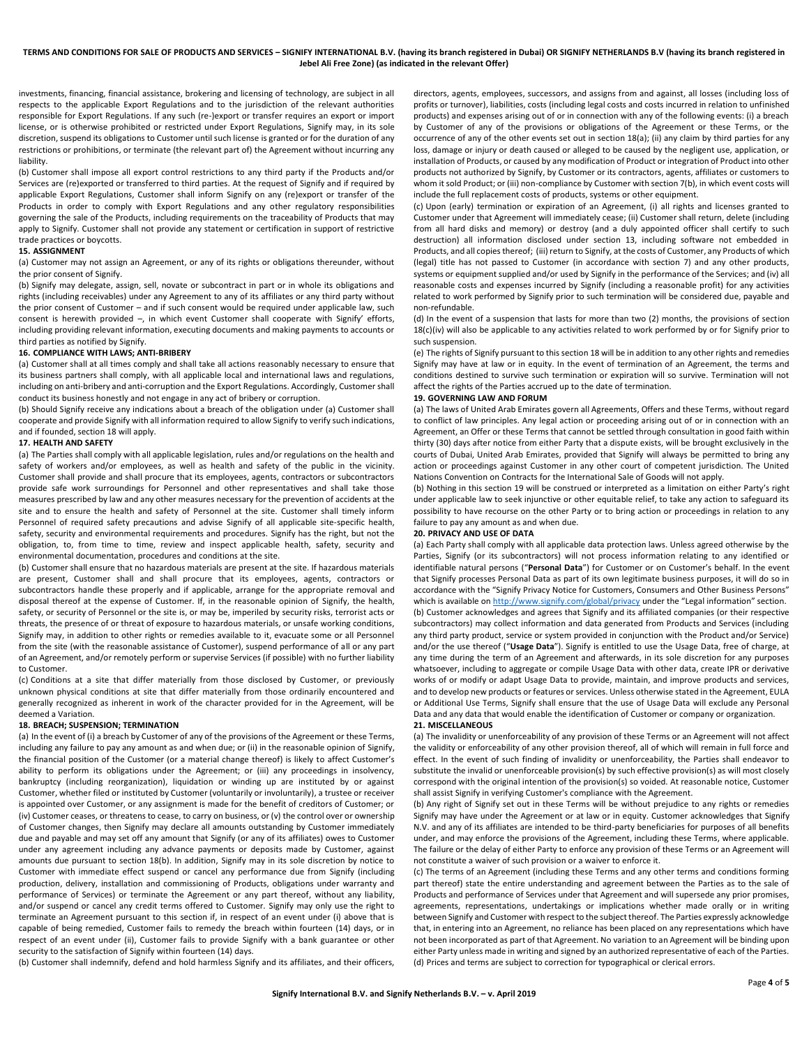investments, financing, financial assistance, brokering and licensing of technology, are subject in all respects to the applicable Export Regulations and to the jurisdiction of the relevant authorities responsible for Export Regulations. If any such (re-)export or transfer requires an export or import license, or is otherwise prohibited or restricted under Export Regulations, Signify may, in its sole discretion, suspend its obligations to Customer until such license is granted or for the duration of any restrictions or prohibitions, or terminate (the relevant part of) the Agreement without incurring any liability.

(b) Customer shall impose all export control restrictions to any third party if the Products and/or Services are (re)exported or transferred to third parties. At the request of Signify and if required by applicable Export Regulations, Customer shall inform Signify on any (re)export or transfer of the Products in order to comply with Export Regulations and any other regulatory responsibilities governing the sale of the Products, including requirements on the traceability of Products that may apply to Signify. Customer shall not provide any statement or certification in support of restrictive trade practices or boycotts.

**15. ASSIGNMENT**

(a) Customer may not assign an Agreement, or any of its rights or obligations thereunder, without the prior consent of Signify.

(b) Signify may delegate, assign, sell, novate or subcontract in part or in whole its obligations and rights (including receivables) under any Agreement to any of its affiliates or any third party without the prior consent of Customer – and if such consent would be required under applicable law, such consent is herewith provided –, in which event Customer shall cooperate with Signify' efforts, including providing relevant information, executing documents and making payments to accounts or third parties as notified by Signify.

**16. COMPLIANCE WITH LAWS; ANTI-BRIBERY**

(a) Customer shall at all times comply and shall take all actions reasonably necessary to ensure that its business partners shall comply, with all applicable local and international laws and regulations, including on anti-bribery and anti-corruption and the Export Regulations. Accordingly, Customer shall conduct its business honestly and not engage in any act of bribery or corruption.

(b) Should Signify receive any indications about a breach of the obligation under (a) Customer shall cooperate and provide Signify with all information required to allow Signify to verify such indications, and if founded, section 18 will apply.

**17. HEALTH AND SAFETY**

(a) The Parties shall comply with all applicable legislation, rules and/or regulations on the health and safety of workers and/or employees, as well as health and safety of the public in the vicinity. Customer shall provide and shall procure that its employees, agents, contractors or subcontractors provide safe work surroundings for Personnel and other representatives and shall take those measures prescribed by law and any other measures necessary for the prevention of accidents at the site and to ensure the health and safety of Personnel at the site. Customer shall timely inform Personnel of required safety precautions and advise Signify of all applicable site-specific health, safety, security and environmental requirements and procedures. Signify has the right, but not the obligation, to, from time to time, review and inspect applicable health, safety, security and environmental documentation, procedures and conditions at the site.

(b) Customer shall ensure that no hazardous materials are present at the site. If hazardous materials are present, Customer shall and shall procure that its employees, agents, contractors or subcontractors handle these properly and if applicable, arrange for the appropriate removal and disposal thereof at the expense of Customer. If, in the reasonable opinion of Signify, the health, safety, or security of Personnel or the site is, or may be, imperiled by security risks, terrorist acts or threats, the presence of or threat of exposure to hazardous materials, or unsafe working conditions, Signify may, in addition to other rights or remedies available to it, evacuate some or all Personnel from the site (with the reasonable assistance of Customer), suspend performance of all or any part of an Agreement, and/or remotely perform or supervise Services (if possible) with no further liability to Customer.

(c) Conditions at a site that differ materially from those disclosed by Customer, or previously unknown physical conditions at site that differ materially from those ordinarily encountered and generally recognized as inherent in work of the character provided for in the Agreement, will be deemed a Variation.

**18. BREACH; SUSPENSION; TERMINATION**

(a) In the event of (i) a breach by Customer of any of the provisions of the Agreement or these Terms, including any failure to pay any amount as and when due; or (ii) in the reasonable opinion of Signify, the financial position of the Customer (or a material change thereof) is likely to affect Customer's ability to perform its obligations under the Agreement; or (iii) any proceedings in insolvency, bankruptcy (including reorganization), liquidation or winding up are instituted by or against Customer, whether filed or instituted by Customer (voluntarily or involuntarily), a trustee or receiver is appointed over Customer, or any assignment is made for the benefit of creditors of Customer; or (iv) Customer ceases, or threatens to cease, to carry on business, or (v) the control over or ownership of Customer changes, then Signify may declare all amounts outstanding by Customer immediately due and payable and may set off any amount that Signify (or any of its affiliates) owes to Customer under any agreement including any advance payments or deposits made by Customer, against amounts due pursuant to section 18(b). In addition, Signify may in its sole discretion by notice to Customer with immediate effect suspend or cancel any performance due from Signify (including production, delivery, installation and commissioning of Products, obligations under warranty and performance of Services) or terminate the Agreement or any part thereof, without any liability, and/or suspend or cancel any credit terms offered to Customer. Signify may only use the right to terminate an Agreement pursuant to this section if, in respect of an event under (i) above that is capable of being remedied, Customer fails to remedy the breach within fourteen (14) days, or in respect of an event under (ii), Customer fails to provide Signify with a bank guarantee or other security to the satisfaction of Signify within fourteen (14) days.

(b) Customer shall indemnify, defend and hold harmless Signify and its affiliates, and their officers, directors, agents, employees, successors, and assigns from and against, all losses (including loss of profits or turnover), liabilities, costs (including legal costs and costs incurred in relation to unfinished products) and expenses arising out of or in connection with any of the following events: (i) a breach by Customer of any of the provisions or obligations of the Agreement or these Terms, or the occurrence of any of the other events set out in section 18(a); (ii) any claim by third parties for any loss, damage or injury or death caused or alleged to be caused by the negligent use, application, or installation of Products, or caused by any modification of Product or integration of Product into other products not authorized by Signify, by Customer or its contractors, agents, affiliates or customers to whom it sold Product; or (iii) non-compliance by Customer with section 7(b), in which event costs will include the full replacement costs of products, systems or other equipment.

(c) Upon (early) termination or expiration of an Agreement, (i) all rights and licenses granted to Customer under that Agreement will immediately cease; (ii) Customer shall return, delete (including from all hard disks and memory) or destroy (and a duly appointed officer shall certify to such destruction) all information disclosed under section 13, including software not embedded in Products, and all copies thereof; (iii) return to Signify, at the costs of Customer, any Products of which (legal) title has not passed to Customer (in accordance with section 7) and any other products, systems or equipment supplied and/or used by Signify in the performance of the Services; and (iv) all reasonable costs and expenses incurred by Signify (including a reasonable profit) for any activities related to work performed by Signify prior to such termination will be considered due, payable and non-refundable.

(d) In the event of a suspension that lasts for more than two (2) months, the provisions of section 18(c)(iv) will also be applicable to any activities related to work performed by or for Signify prior to such suspension.

(e) The rights of Signify pursuant to this section 18 will be in addition to any other rights and remedies Signify may have at law or in equity. In the event of termination of an Agreement, the terms and conditions destined to survive such termination or expiration will so survive. Termination will not affect the rights of the Parties accrued up to the date of termination.

**19. GOVERNING LAW AND FORUM**

(a) The laws of United Arab Emirates govern all Agreements, Offers and these Terms, without regard to conflict of law principles. Any legal action or proceeding arising out of or in connection with an Agreement, an Offer or these Terms that cannot be settled through consultation in good faith within thirty (30) days after notice from either Party that a dispute exists, will be brought exclusively in the courts of Dubai, United Arab Emirates, provided that Signify will always be permitted to bring any action or proceedings against Customer in any other court of competent jurisdiction. The United Nations Convention on Contracts for the International Sale of Goods will not apply.

(b) Nothing in this section 19 will be construed or interpreted as a limitation on either Party's right under applicable law to seek injunctive or other equitable relief, to take any action to safeguard its possibility to have recourse on the other Party or to bring action or proceedings in relation to any failure to pay any amount as and when due.

**20. PRIVACY AND USE OF DATA**

(a) Each Party shall comply with all applicable data protection laws. Unless agreed otherwise by the Parties, Signify (or its subcontractors) will not process information relating to any identified or identifiable natural persons ("**Personal Data**") for Customer or on Customer's behalf. In the event that Signify processes Personal Data as part of its own legitimate business purposes, it will do so in accordance with the "Signify Privacy Notice for Customers, Consumers and Other Business Persons" which is available on http://www.signify.com/global/privacy under the "Legal information" section.

(b) Customer acknowledges and agrees that Signify and its affiliated companies (or their respective subcontractors) may collect information and data generated from Products and Services (including any third party product, service or system provided in conjunction with the Product and/or Service) and/or the use thereof ("**Usage Data**"). Signify is entitled to use the Usage Data, free of charge, at any time during the term of an Agreement and afterwards, in its sole discretion for any purposes whatsoever, including to aggregate or compile Usage Data with other data, create IPR or derivative works of or modify or adapt Usage Data to provide, maintain, and improve products and services, and to develop new products or features or services. Unless otherwise stated in the Agreement, EULA or Additional Use Terms, Signify shall ensure that the use of Usage Data will exclude any Personal Data and any data that would enable the identification of Customer or company or organization.

**21. MISCELLANEOUS**

(a) The invalidity or unenforceability of any provision of these Terms or an Agreement will not affect the validity or enforceability of any other provision thereof, all of which will remain in full force and effect. In the event of such finding of invalidity or unenforceability, the Parties shall endeavor to substitute the invalid or unenforceable provision(s) by such effective provision(s) as will most closely correspond with the original intention of the provision(s) so voided. At reasonable notice, Customer shall assist Signify in verifying Customer's compliance with the Agreement.

(b) Any right of Signify set out in these Terms will be without prejudice to any rights or remedies Signify may have under the Agreement or at law or in equity. Customer acknowledges that Signify N.V. and any of its affiliates are intended to be third-party beneficiaries for purposes of all benefits under, and may enforce the provisions of the Agreement, including these Terms, where applicable. The failure or the delay of either Party to enforce any provision of these Terms or an Agreement will not constitute a waiver of such provision or a waiver to enforce it.

(c) The terms of an Agreement (including these Terms and any other terms and conditions forming part thereof) state the entire understanding and agreement between the Parties as to the sale of Products and performance of Services under that Agreement and will supersede any prior promises, agreements, representations, undertakings or implications whether made orally or in writing between Signify and Customer with respect to the subject thereof. The Parties expressly acknowledge that, in entering into an Agreement, no reliance has been placed on any representations which have not been incorporated as part of that Agreement. No variation to an Agreement will be binding upon either Party unless made in writing and signed by an authorized representative of each of the Parties.

(d) Prices and terms are subject to correction for typographical or clerical errors.